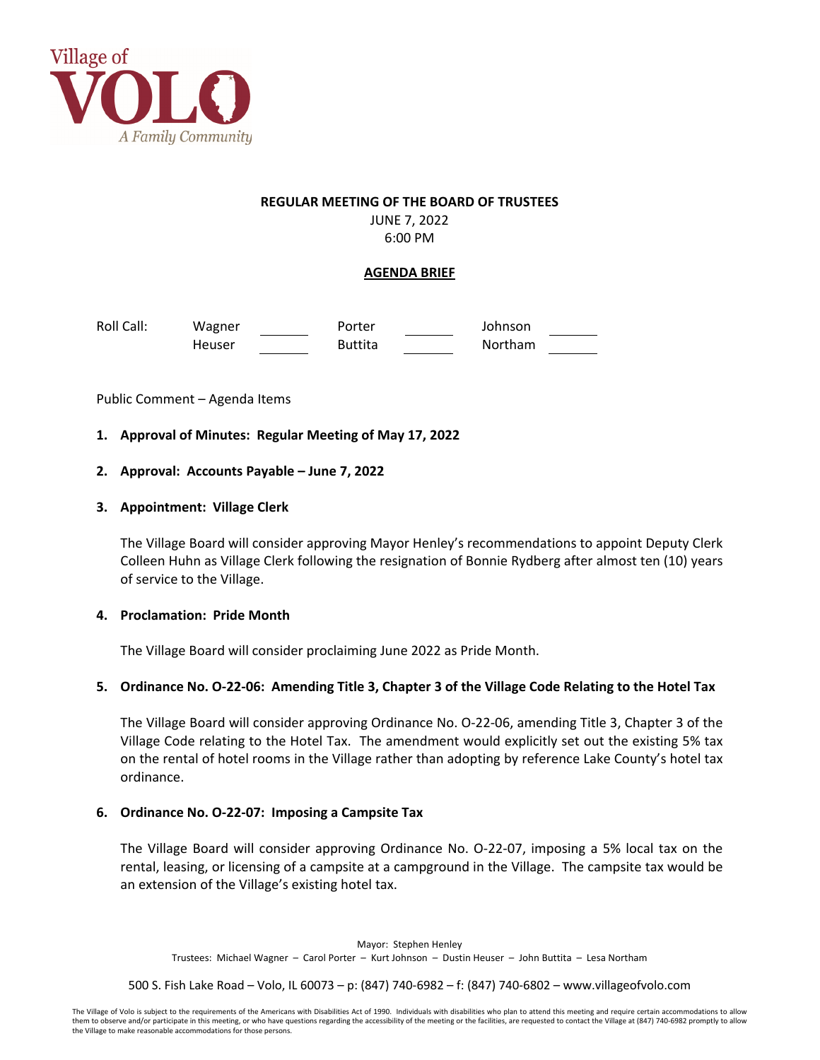Village of
# VOLO
*A Family Community*

**REGULAR MEETING OF THE BOARD OF TRUSTEES**

JUNE 7, 2022

6:00 PM

**AGENDA BRIEF**

| Roll Call: | Wagner | _______ | Porter | _______ | Johnson | _______ |
|---|---|---|---|---|---|---|
| | Heuser | _______ | Buttita | _______ | Northam | _______ |

Public Comment – Agenda Items

**1. Approval of Minutes: Regular Meeting of May 17, 2022**

**2. Approval: Accounts Payable – June 7, 2022**

**3. Appointment: Village Clerk**

The Village Board will consider approving Mayor Henley's recommendations to appoint Deputy Clerk Colleen Huhn as Village Clerk following the resignation of Bonnie Rydberg after almost ten (10) years of service to the Village.

**4. Proclamation: Pride Month**

The Village Board will consider proclaiming June 2022 as Pride Month.

**5. Ordinance No. O-22-06: Amending Title 3, Chapter 3 of the Village Code Relating to the Hotel Tax**

The Village Board will consider approving Ordinance No. O-22-06, amending Title 3, Chapter 3 of the Village Code relating to the Hotel Tax. The amendment would explicitly set out the existing 5% tax on the rental of hotel rooms in the Village rather than adopting by reference Lake County's hotel tax ordinance.

**6. Ordinance No. O-22-07: Imposing a Campsite Tax**

The Village Board will consider approving Ordinance No. O-22-07, imposing a 5% local tax on the rental, leasing, or licensing of a campsite at a campground in the Village. The campsite tax would be an extension of the Village's existing hotel tax.

Mayor: Stephen Henley

Trustees: Michael Wagner – Carol Porter – Kurt Johnson – Dustin Heuser – John Buttita – Lesa Northam

500 S. Fish Lake Road – Volo, IL 60073 – p: (847) 740-6982 – f: (847) 740-6802 – www.villageofvolo.com

The Village of Volo is subject to the requirements of the Americans with Disabilities Act of 1990. Individuals with disabilities who plan to attend this meeting and require certain accommodations to allow them to observe and/or participate in this meeting, or who have questions regarding the accessibility of the meeting or the facilities, are requested to contact the Village at (847) 740-6982 promptly to allow the Village to make reasonable accommodations for those persons.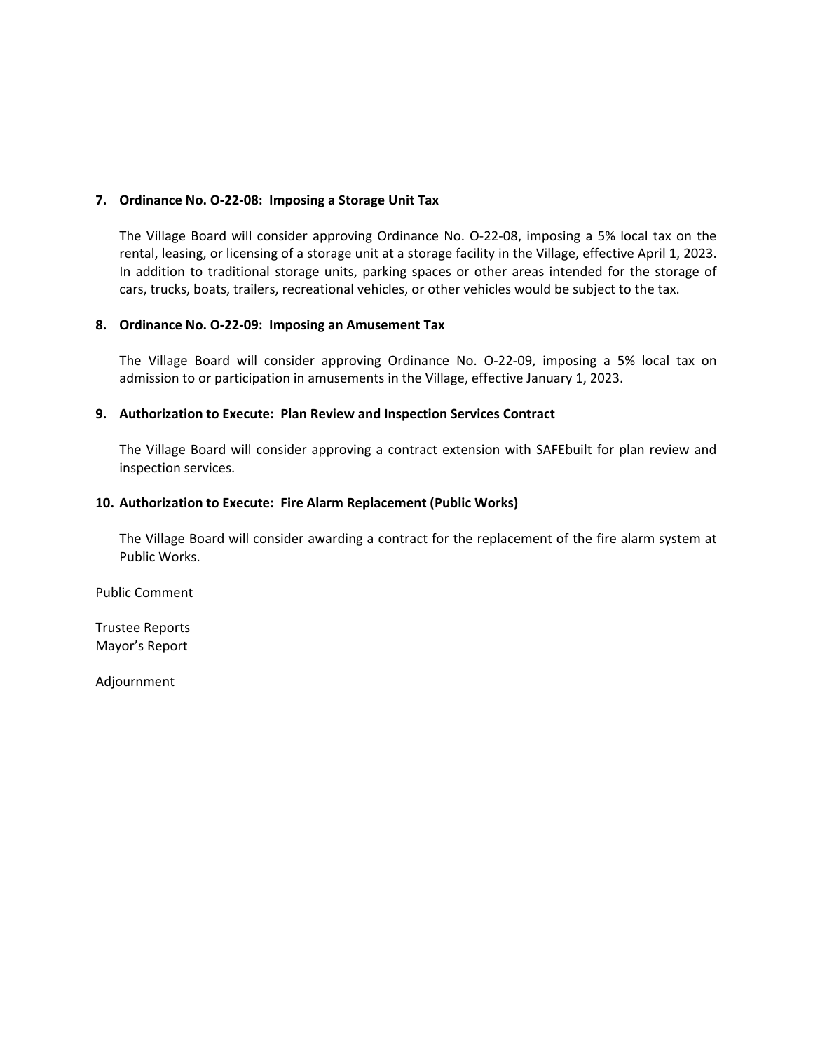**7. Ordinance No. O-22-08: Imposing a Storage Unit Tax**

The Village Board will consider approving Ordinance No. O-22-08, imposing a 5% local tax on the rental, leasing, or licensing of a storage unit at a storage facility in the Village, effective April 1, 2023. In addition to traditional storage units, parking spaces or other areas intended for the storage of cars, trucks, boats, trailers, recreational vehicles, or other vehicles would be subject to the tax.

**8. Ordinance No. O-22-09: Imposing an Amusement Tax**

The Village Board will consider approving Ordinance No. O-22-09, imposing a 5% local tax on admission to or participation in amusements in the Village, effective January 1, 2023.

**9. Authorization to Execute: Plan Review and Inspection Services Contract**

The Village Board will consider approving a contract extension with SAFEbuilt for plan review and inspection services.

**10. Authorization to Execute: Fire Alarm Replacement (Public Works)**

The Village Board will consider awarding a contract for the replacement of the fire alarm system at Public Works.

Public Comment

Trustee Reports
Mayor's Report

Adjournment